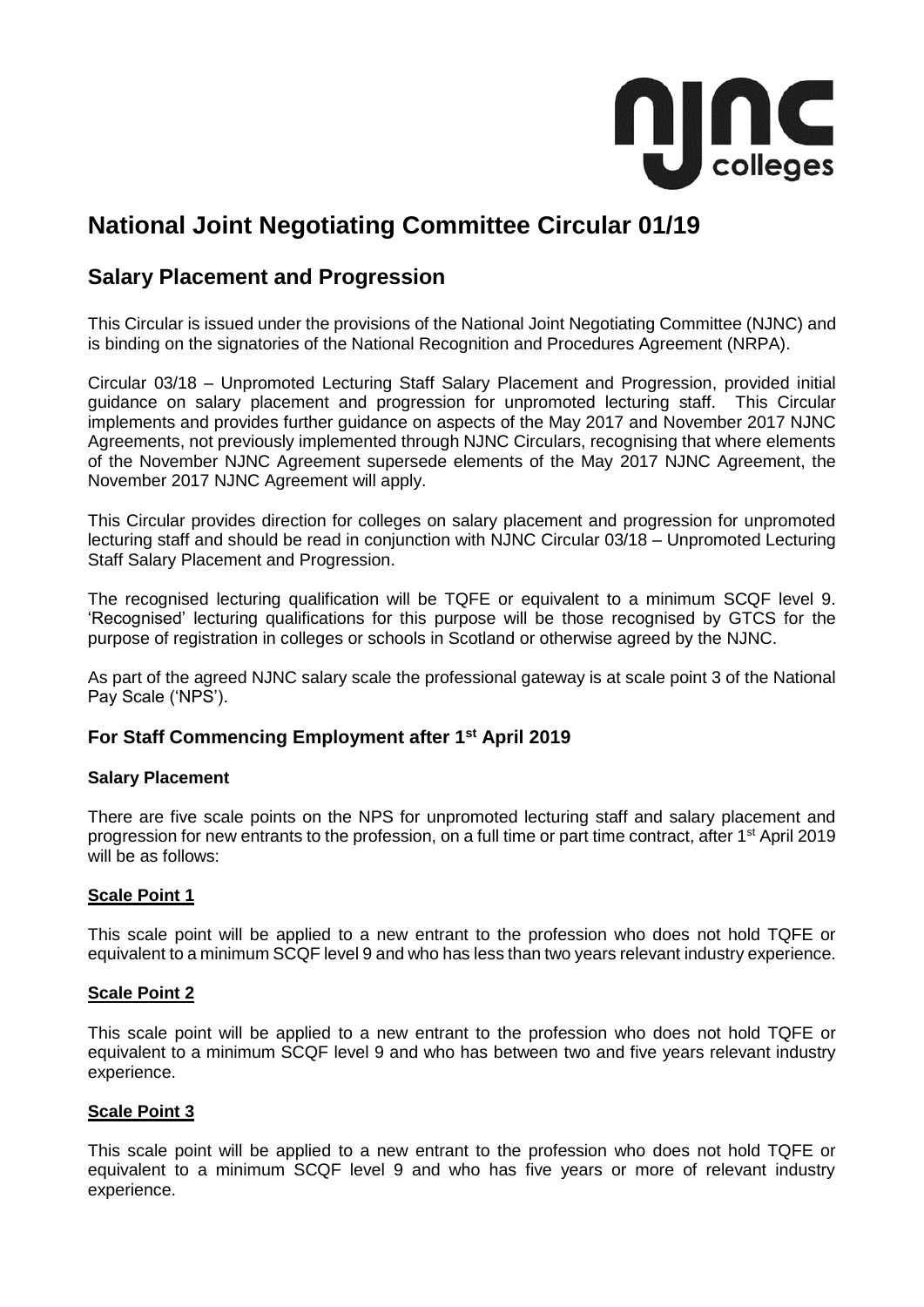# National Joint Negotiating Committee Circular 01/19

## Salary Placement and Progression

This Circular is issued under the provisions of the National Joint Negotiating Committee (NJNC) and is binding on the signatories of the National Recognition and Procedures Agreement (NRPA).

Circular 03/18 – Unpromoted Lecturing Staff Salary Placement and Progression, provided initial guidance on salary placement and progression for unpromoted lecturing staff. This Circular implements and provides further guidance on aspects of the May 2017 and November 2017 NJNC Agreements, not previously implemented through NJNC Circulars, recognising that where elements of the November NJNC Agreement supersede elements of the May 2017 NJNC Agreement, the November 2017 NJNC Agreement will apply.

This Circular provides direction for colleges on salary placement and progression for unpromoted lecturing staff and should be read in conjunction with NJNC Circular 03/18 – Unpromoted Lecturing Staff Salary Placement and Progression.

The recognised lecturing qualification will be TQFE or equivalent to a minimum SCQF level 9. 'Recognised' lecturing qualifications for this purpose will be those recognised by GTCS for the purpose of registration in colleges or schools in Scotland or otherwise agreed by the NJNC.

As part of the agreed NJNC salary scale the professional gateway is at scale point 3 of the National Pay Scale ('NPS').

### For Staff Commencing Employment after 1st April 2019

**Salary Placement**

There are five scale points on the NPS for unpromoted lecturing staff and salary placement and progression for new entrants to the profession, on a full time or part time contract, after 1st April 2019 will be as follows:

**Scale Point 1**

This scale point will be applied to a new entrant to the profession who does not hold TQFE or equivalent to a minimum SCQF level 9 and who has less than two years relevant industry experience.

**Scale Point 2**

This scale point will be applied to a new entrant to the profession who does not hold TQFE or equivalent to a minimum SCQF level 9 and who has between two and five years relevant industry experience.

**Scale Point 3**

This scale point will be applied to a new entrant to the profession who does not hold TQFE or equivalent to a minimum SCQF level 9 and who has five years or more of relevant industry experience.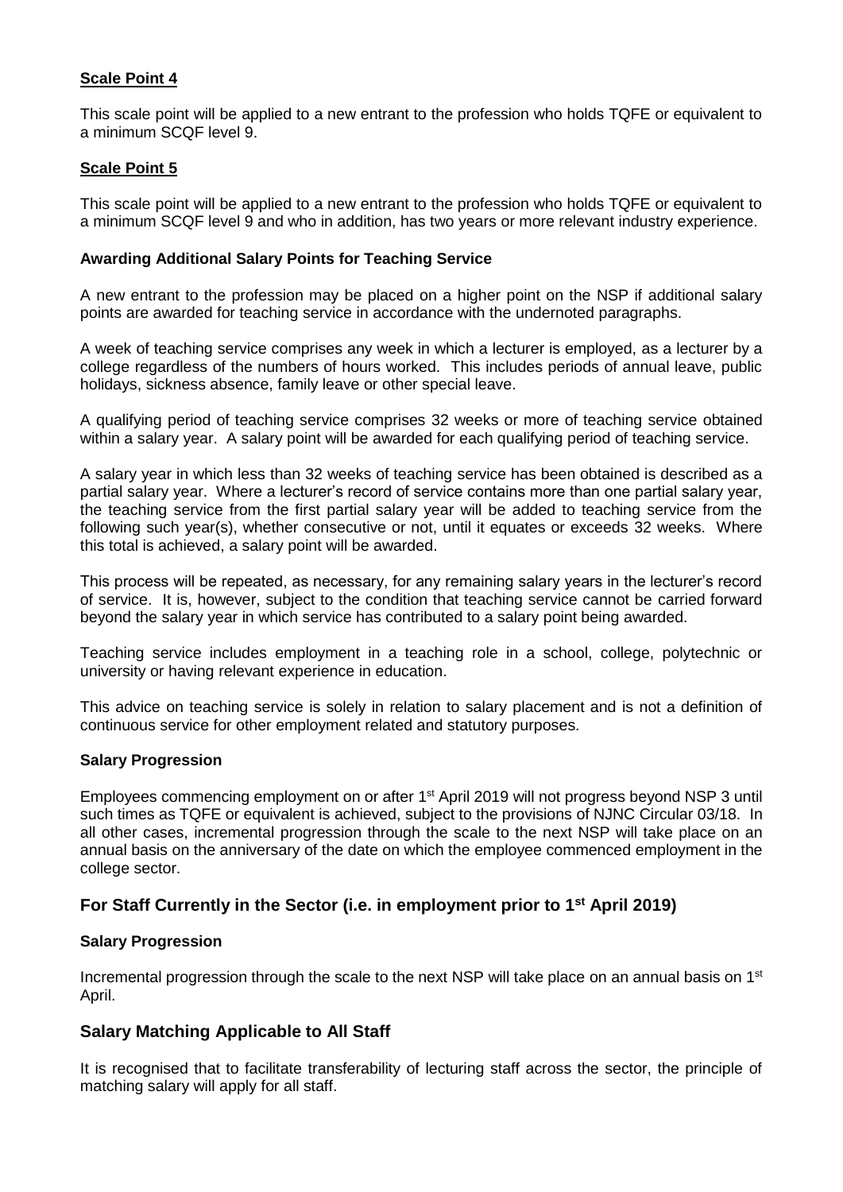**Scale Point 4**

This scale point will be applied to a new entrant to the profession who holds TQFE or equivalent to a minimum SCQF level 9.

**Scale Point 5**

This scale point will be applied to a new entrant to the profession who holds TQFE or equivalent to a minimum SCQF level 9 and who in addition, has two years or more relevant industry experience.

**Awarding Additional Salary Points for Teaching Service**

A new entrant to the profession may be placed on a higher point on the NSP if additional salary points are awarded for teaching service in accordance with the undernoted paragraphs.

A week of teaching service comprises any week in which a lecturer is employed, as a lecturer by a college regardless of the numbers of hours worked. This includes periods of annual leave, public holidays, sickness absence, family leave or other special leave.

A qualifying period of teaching service comprises 32 weeks or more of teaching service obtained within a salary year. A salary point will be awarded for each qualifying period of teaching service.

A salary year in which less than 32 weeks of teaching service has been obtained is described as a partial salary year. Where a lecturer's record of service contains more than one partial salary year, the teaching service from the first partial salary year will be added to teaching service from the following such year(s), whether consecutive or not, until it equates or exceeds 32 weeks. Where this total is achieved, a salary point will be awarded.

This process will be repeated, as necessary, for any remaining salary years in the lecturer's record of service. It is, however, subject to the condition that teaching service cannot be carried forward beyond the salary year in which service has contributed to a salary point being awarded.

Teaching service includes employment in a teaching role in a school, college, polytechnic or university or having relevant experience in education.

This advice on teaching service is solely in relation to salary placement and is not a definition of continuous service for other employment related and statutory purposes.

**Salary Progression**

Employees commencing employment on or after 1st April 2019 will not progress beyond NSP 3 until such times as TQFE or equivalent is achieved, subject to the provisions of NJNC Circular 03/18. In all other cases, incremental progression through the scale to the next NSP will take place on an annual basis on the anniversary of the date on which the employee commenced employment in the college sector.

## For Staff Currently in the Sector (i.e. in employment prior to 1st April 2019)

**Salary Progression**

Incremental progression through the scale to the next NSP will take place on an annual basis on 1st April.

## Salary Matching Applicable to All Staff

It is recognised that to facilitate transferability of lecturing staff across the sector, the principle of matching salary will apply for all staff.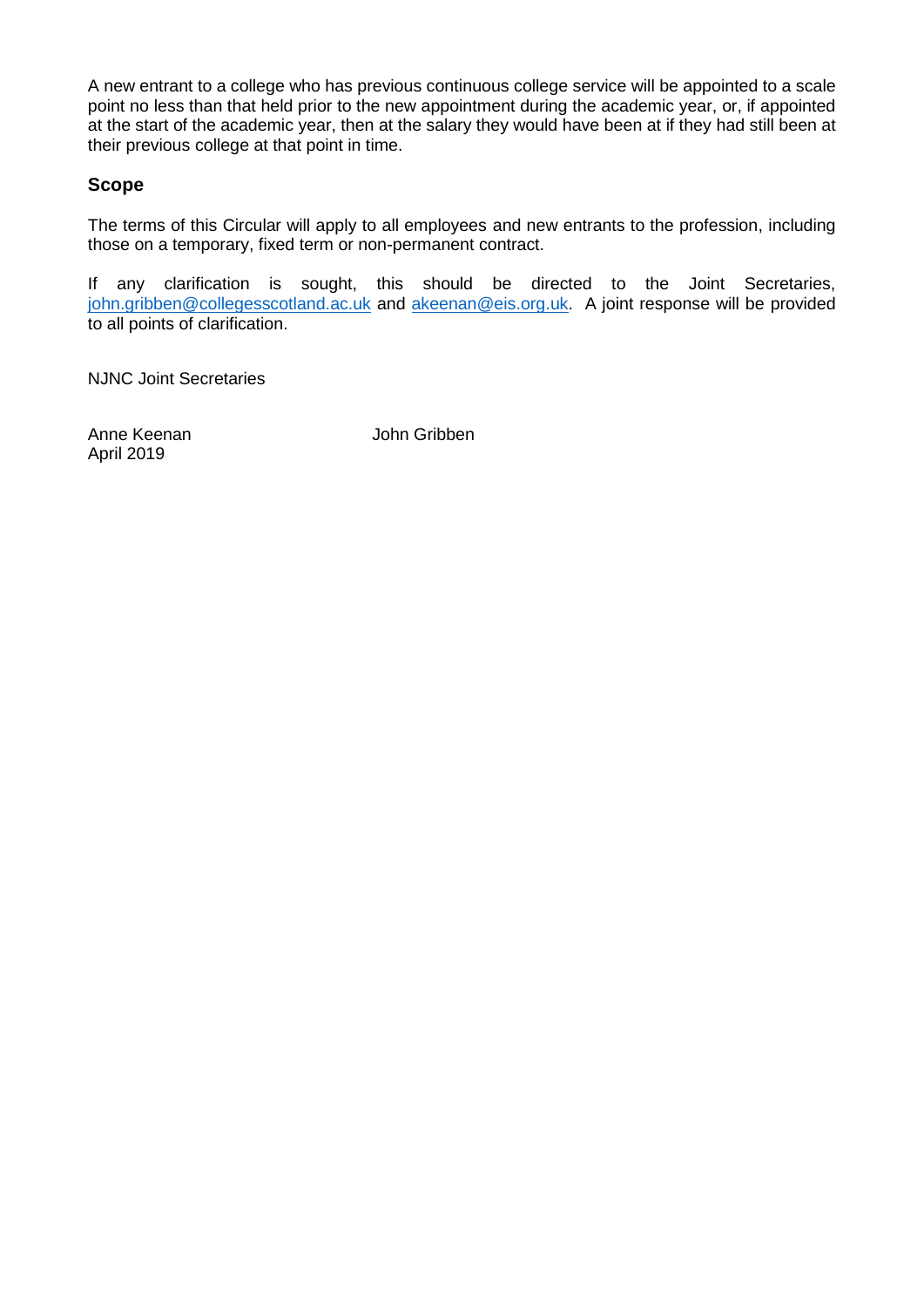A new entrant to a college who has previous continuous college service will be appointed to a scale point no less than that held prior to the new appointment during the academic year, or, if appointed at the start of the academic year, then at the salary they would have been at if they had still been at their previous college at that point in time.

## Scope

The terms of this Circular will apply to all employees and new entrants to the profession, including those on a temporary, fixed term or non-permanent contract.

If any clarification is sought, this should be directed to the Joint Secretaries, john.gribben@collegesscotland.ac.uk and akeenan@eis.org.uk. A joint response will be provided to all points of clarification.

NJNC Joint Secretaries

Anne Keenan  
John Gribben  
April 2019